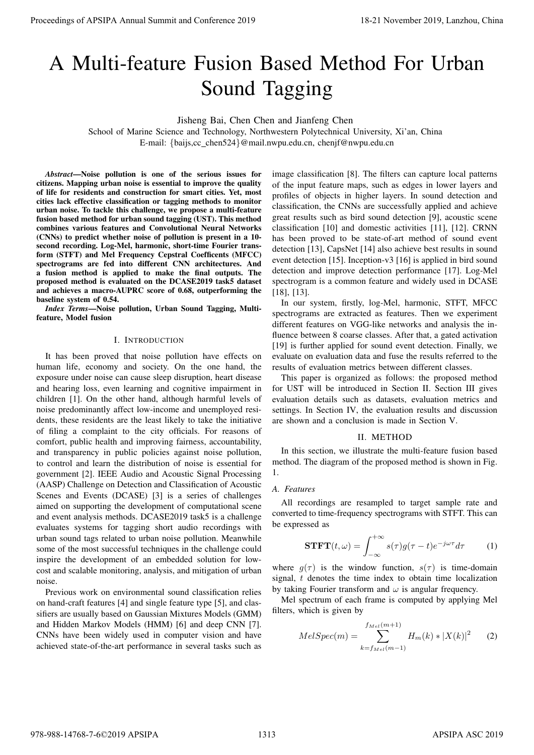# A Multi-feature Fusion Based Method For Urban Sound Tagging

Jisheng Bai, Chen Chen and Jianfeng Chen

School of Marine Science and Technology, Northwestern Polytechnical University, Xi'an, China

E-mail: {baijs,cc_chen524}@mail.nwpu.edu.cn, chenjf@nwpu.edu.cn

***Abstract*—Noise pollution is one of the serious issues for citizens. Mapping urban noise is essential to improve the quality of life for residents and construction for smart cities. Yet, most cities lack effective classification or tagging methods to monitor urban noise. To tackle this challenge, we propose a multi-feature fusion based method for urban sound tagging (UST). This method combines various features and Convolutional Neural Networks (CNNs) to predict whether noise of pollution is present in a 10-second recording. Log-Mel, harmonic, short-time Fourier transform (STFT) and Mel Frequency Cepstral Coefficents (MFCC) spectrograms are fed into different CNN architectures. And a fusion method is applied to make the final outputs. The proposed method is evaluated on the DCASE2019 task5 dataset and achieves a macro-AUPRC score of 0.68, outperforming the baseline system of 0.54.**

***Index Terms*—Noise pollution, Urban Sound Tagging, Multi-feature, Model fusion**

## I. Introduction

It has been proved that noise pollution have effects on human life, economy and society. On the one hand, the exposure under noise can cause sleep disruption, heart disease and hearing loss, even learning and cognitive impairment in children [1]. On the other hand, although harmful levels of noise predominantly affect low-income and unemployed residents, these residents are the least likely to take the initiative of filing a complaint to the city officials. For reasons of comfort, public health and improving fairness, accountability, and transparency in public policies against noise pollution, to control and learn the distribution of noise is essential for government [2]. IEEE Audio and Acoustic Signal Processing (AASP) Challenge on Detection and Classification of Acoustic Scenes and Events (DCASE) [3] is a series of challenges aimed on supporting the development of computational scene and event analysis methods. DCASE2019 task5 is a challenge evaluates systems for tagging short audio recordings with urban sound tags related to urban noise pollution. Meanwhile some of the most successful techniques in the challenge could inspire the development of an embedded solution for low-cost and scalable monitoring, analysis, and mitigation of urban noise.

Previous work on environmental sound classification relies on hand-craft features [4] and single feature type [5], and classifiers are usually based on Gaussian Mixtures Models (GMM) and Hidden Markov Models (HMM) [6] and deep CNN [7]. CNNs have been widely used in computer vision and have achieved state-of-the-art performance in several tasks such as image classification [8]. The filters can capture local patterns of the input feature maps, such as edges in lower layers and profiles of objects in higher layers. In sound detection and classification, the CNNs are successfully applied and achieve great results such as bird sound detection [9], acoustic scene classification [10] and domestic activities [11], [12]. CRNN has been proved to be state-of-art method of sound event detection [13], CapsNet [14] also achieve best results in sound event detection [15]. Inception-v3 [16] is applied in bird sound detection and improve detection performance [17]. Log-Mel spectrogram is a common feature and widely used in DCASE [18], [13].

In our system, firstly, log-Mel, harmonic, STFT, MFCC spectrograms are extracted as features. Then we experiment different features on VGG-like networks and analysis the influence between 8 coarse classes. After that, a gated activation [19] is further applied for sound event detection. Finally, we evaluate on evaluation data and fuse the results referred to the results of evaluation metrics between different classes.

This paper is organized as follows: the proposed method for UST will be introduced in Section II. Section III gives evaluation details such as datasets, evaluation metrics and settings. In Section IV, the evaluation results and discussion are shown and a conclusion is made in Section V.

## II. Method

In this section, we illustrate the multi-feature fusion based method. The diagram of the proposed method is shown in Fig. 1.

### A. Features

All recordings are resampled to target sample rate and converted to time-frequency spectrograms with STFT. This can be expressed as

$$\mathbf{STFT}(t,\omega) = \int_{-\infty}^{+\infty} s(\tau) g(\tau - t) e^{-j\omega\tau} d\tau \qquad (1)$$

where $g(\tau)$ is the window function, $s(\tau)$ is time-domain signal, $t$ denotes the time index to obtain time localization by taking Fourier transform and $\omega$ is angular frequency.

Mel spectrum of each frame is computed by applying Mel filters, which is given by

$$MelSpec(m) = \sum_{k=f_{Mel}(m-1)}^{f_{Mel}(m+1)} H_m(k) * |X(k)|^2 \qquad (2)$$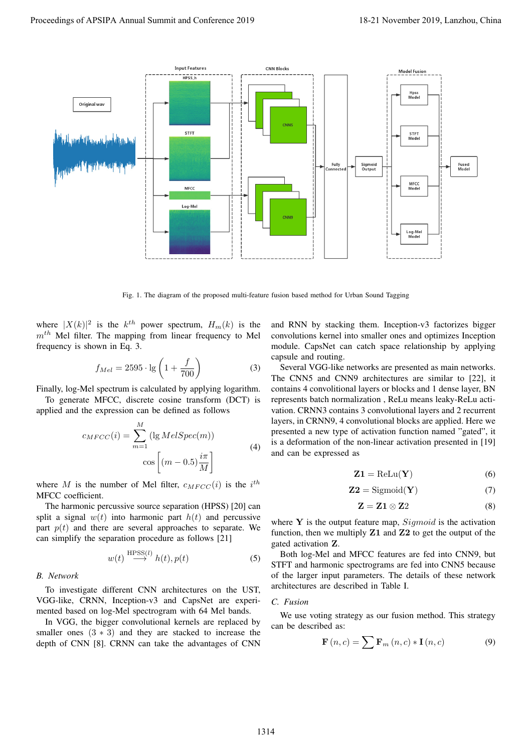Fig. 1. The diagram of the proposed multi-feature fusion based method for Urban Sound Tagging

where $|X(k)|^2$ is the $k^{th}$ power spectrum, $H_m(k)$ is the $m^{th}$ Mel filter. The mapping from linear frequency to Mel frequency is shown in Eq. 3.

$$f_{Mel} = 2595 \cdot \lg \left(1 + \frac{f}{700}\right) \tag{3}$$

Finally, log-Mel spectrum is calculated by applying logarithm.

To generate MFCC, discrete cosine transform (DCT) is applied and the expression can be defined as follows

$$c_{MFCC}(i) = \sum_{m=1}^{M} (\lg MelSpec(m)) \cos\left[(m - 0.5)\frac{i\pi}{M}\right] \tag{4}$$

where $M$ is the number of Mel filter, $c_{MFCC}(i)$ is the $i^{th}$ MFCC coefficient.

The harmonic percussive source separation (HPSS) [20] can split a signal $w(t)$ into harmonic part $h(t)$ and percussive part $p(t)$ and there are several approaches to separate. We can simplify the separation procedure as follows [21]

$$w(t) \overset{\text{HPSS}(l)}{\longrightarrow} h(t), p(t) \tag{5}$$

### B. Network

To investigate different CNN architectures on the UST, VGG-like, CRNN, Inception-v3 and CapsNet are experimented based on log-Mel spectrogram with 64 Mel bands.

In VGG, the bigger convolutional kernels are replaced by smaller ones $(3 * 3)$ and they are stacked to increase the depth of CNN [8]. CRNN can take the advantages of CNN and RNN by stacking them. Inception-v3 factorizes bigger convolutions kernel into smaller ones and optimizes Inception module. CapsNet can catch space relationship by applying capsule and routing.

Several VGG-like networks are presented as main networks. The CNN5 and CNN9 architectures are similar to [22], it contains 4 convolutional layers or blocks and 1 dense layer, BN represents batch normalization , ReLu means leaky-ReLu activation. CRNN3 contains 3 convolutional layers and 2 recurrent layers, in CRNN9, 4 convolutional blocks are applied. Here we presented a new type of activation function named "gated", it is a deformation of the non-linear activation presented in [19] and can be expressed as

$$\mathbf{Z1} = \text{ReLu}(\mathbf{Y}) \tag{6}$$

$$\mathbf{Z2} = \text{Sigmoid}(\mathbf{Y}) \tag{7}$$

$$\mathbf{Z} = \mathbf{Z1} \otimes \mathbf{Z2} \tag{8}$$

where $\mathbf{Y}$ is the output feature map, $Sigmoid$ is the activation function, then we multiply $\mathbf{Z1}$ and $\mathbf{Z2}$ to get the output of the gated activation $\mathbf{Z}$.

Both log-Mel and MFCC features are fed into CNN9, but STFT and harmonic spectrograms are fed into CNN5 because of the larger input parameters. The details of these network architectures are described in Table I.

### C. Fusion

We use voting strategy as our fusion method. This strategy can be described as:

$$\mathbf{F}(n, c) = \sum \mathbf{F}_m(n, c) * \mathbf{I}(n, c) \tag{9}$$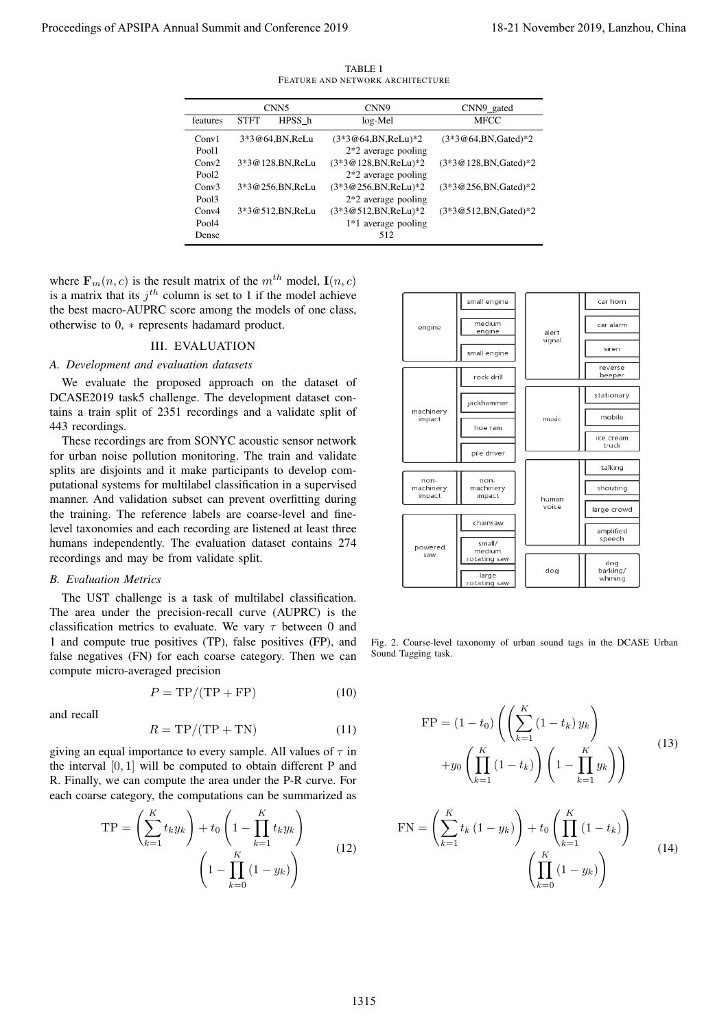TABLE I
FEATURE AND NETWORK ARCHITECTURE

| | CNN5 | | CNN9 | CNN9_gated |
|---|---|---|---|---|
| features | STFT | HPSS_h | log-Mel | MFCC |
| Conv1 | 3*3@64,BN,ReLu | | (3*3@64,BN,ReLu)*2 | (3*3@64,BN,Gated)*2 |
| Pool1 | | | 2*2 average pooling | |
| Conv2 | 3*3@128,BN,ReLu | | (3*3@128,BN,ReLu)*2 | (3*3@128,BN,Gated)*2 |
| Pool2 | | | 2*2 average pooling | |
| Conv3 | 3*3@256,BN,ReLu | | (3*3@256,BN,ReLu)*2 | (3*3@256,BN,Gated)*2 |
| Pool3 | | | 2*2 average pooling | |
| Conv4 | 3*3@512,BN,ReLu | | (3*3@512,BN,ReLu)*2 | (3*3@512,BN,Gated)*2 |
| Pool4 | | | 1*1 average pooling | |
| Dense | | | 512 | |

where $\mathbf{F}_m(n,c)$ is the result matrix of the $m^{th}$ model, $\mathbf{I}(n,c)$ is a matrix that its $j^{th}$ column is set to 1 if the model achieve the best macro-AUPRC score among the models of one class, otherwise to 0, $*$ represents hadamard product.

## III. EVALUATION

### A. Development and evaluation datasets

We evaluate the proposed approach on the dataset of DCASE2019 task5 challenge. The development dataset contains a train split of 2351 recordings and a validate split of 443 recordings.

These recordings are from SONYC acoustic sensor network for urban noise pollution monitoring. The train and validate splits are disjoints and it make participants to develop computational systems for multilabel classification in a supervised manner. And validation subset can prevent overfitting during the training. The reference labels are coarse-level and fine-level taxonomies and each recording are listened at least three humans independently. The evaluation dataset contains 274 recordings and may be from validate split.

### B. Evaluation Metrics

The UST challenge is a task of multilabel classification. The area under the precision-recall curve (AUPRC) is the classification metrics to evaluate. We vary $\tau$ between 0 and 1 and compute true positives (TP), false positives (FP), and false negatives (FN) for each coarse category. Then we can compute micro-averaged precision

$$P = \mathrm{TP}/(\mathrm{TP}+\mathrm{FP}) \tag{10}$$

and recall

$$R = \mathrm{TP}/(\mathrm{TP}+\mathrm{TN}) \tag{11}$$

giving an equal importance to every sample. All values of $\tau$ in the interval $[0,1]$ will be computed to obtain different P and R. Finally, we can compute the area under the P-R curve. For each coarse category, the computations can be summarized as

$$\mathrm{TP} = \left(\sum_{k=1}^{K} t_k y_k\right) + t_0\left(1 - \prod_{k=1}^{K} t_k y_k\right)\left(1 - \prod_{k=0}^{K}(1-y_k)\right) \tag{12}$$

$$\mathrm{FP} = (1-t_0)\left(\left(\sum_{k=1}^{K}(1-t_k)\,y_k\right) + y_0\left(\prod_{k=1}^{K}(1-t_k)\right)\left(1-\prod_{k=1}^{K} y_k\right)\right) \tag{13}$$

$$\mathrm{FN} = \left(\sum_{k=1}^{K} t_k(1-y_k)\right) + t_0\left(\prod_{k=1}^{K}(1-t_k)\right)\left(\prod_{k=0}^{K}(1-y_k)\right) \tag{14}$$

| | | | |
|---|---|---|---|
| engine | small engine; medium engine; small engine | alert signal | car horn; car alarm; siren; reverse beeper |
| machinery impact | rock drill; jackhammer; hoe ram; pile driver | music | stationary; mobile; ice cream truck |
| non-machinery impact | non-machinery impact | human voice | talking; shouting; large crowd; amplified speech |
| powered saw | chainsaw; small/medium rotating saw; large rotating saw | dog | dog barking/whining |

Fig. 2. Coarse-level taxonomy of urban sound tags in the DCASE Urban Sound Tagging task.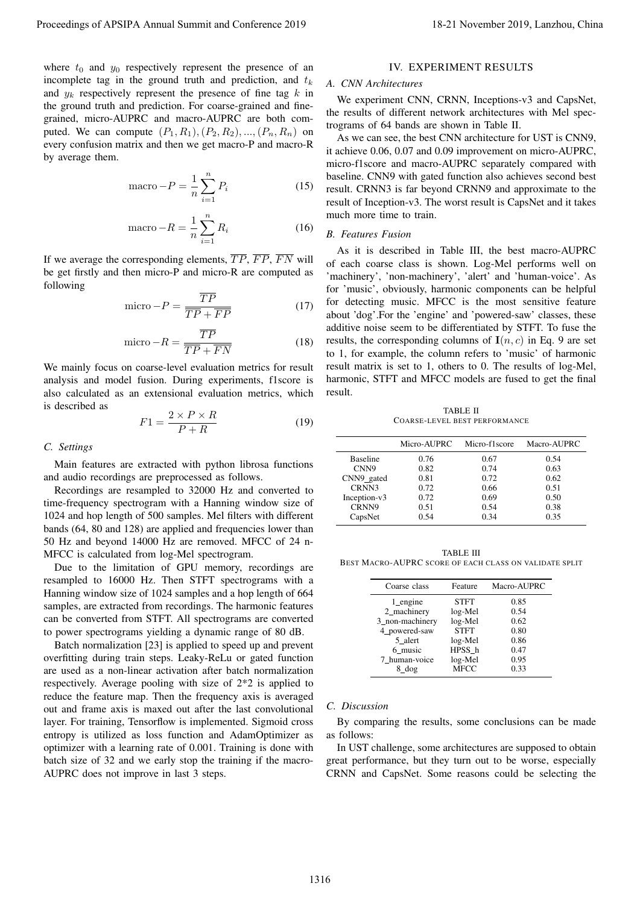where $t_0$ and $y_0$ respectively represent the presence of an incomplete tag in the ground truth and prediction, and $t_k$ and $y_k$ respectively represent the presence of fine tag $k$ in the ground truth and prediction. For coarse-grained and fine-grained, micro-AUPRC and macro-AUPRC are both computed. We can compute $(P_1, R_1), (P_2, R_2), ..., (P_n, R_n)$ on every confusion matrix and then we get macro-P and macro-R by average them.

$$\text{macro}-P = \frac{1}{n}\sum_{i=1}^{n} P_i \tag{15}$$

$$\text{macro}-R = \frac{1}{n}\sum_{i=1}^{n} R_i \tag{16}$$

If we average the corresponding elements, $\overline{TP}$, $\overline{FP}$, $\overline{FN}$ will be get firstly and then micro-P and micro-R are computed as following

$$\text{micro}-P = \frac{\overline{TP}}{\overline{TP} + \overline{FP}} \tag{17}$$

$$\text{micro}-R = \frac{\overline{TP}}{\overline{TP} + \overline{FN}} \tag{18}$$

We mainly focus on coarse-level evaluation metrics for result analysis and model fusion. During experiments, f1score is also calculated as an extensional evaluation metrics, which is described as

$$F1 = \frac{2 \times P \times R}{P + R} \tag{19}$$

### C. Settings

Main features are extracted with python librosa functions and audio recordings are preprocessed as follows.

Recordings are resampled to 32000 Hz and converted to time-frequency spectrogram with a Hanning window size of 1024 and hop length of 500 samples. Mel filters with different bands (64, 80 and 128) are applied and frequencies lower than 50 Hz and beyond 14000 Hz are removed. MFCC of 24 n-MFCC is calculated from log-Mel spectrogram.

Due to the limitation of GPU memory, recordings are resampled to 16000 Hz. Then STFT spectrograms with a Hanning window size of 1024 samples and a hop length of 664 samples, are extracted from recordings. The harmonic features can be converted from STFT. All spectrograms are converted to power spectrograms yielding a dynamic range of 80 dB.

Batch normalization [23] is applied to speed up and prevent overfitting during train steps. Leaky-ReLu or gated function are used as a non-linear activation after batch normalization respectively. Average pooling with size of 2*2 is applied to reduce the feature map. Then the frequency axis is averaged out and frame axis is maxed out after the last convolutional layer. For training, Tensorflow is implemented. Sigmoid cross entropy is utilized as loss function and AdamOptimizer as optimizer with a learning rate of 0.001. Training is done with batch size of 32 and we early stop the training if the macro-AUPRC does not improve in last 3 steps.

## IV. EXPERIMENT RESULTS

### A. CNN Architectures

We experiment CNN, CRNN, Inceptions-v3 and CapsNet, the results of different network architectures with Mel spectrograms of 64 bands are shown in Table II.

As we can see, the best CNN architecture for UST is CNN9, it achieve 0.06, 0.07 and 0.09 improvement on micro-AUPRC, micro-f1score and macro-AUPRC separately compared with baseline. CNN9 with gated function also achieves second best result. CRNN3 is far beyond CRNN9 and approximate to the result of Inception-v3. The worst result is CapsNet and it takes much more time to train.

### B. Features Fusion

As it is described in Table III, the best macro-AUPRC of each coarse class is shown. Log-Mel performs well on 'machinery', 'non-machinery', 'alert' and 'human-voice'. As for 'music', obviously, harmonic components can be helpful for detecting music. MFCC is the most sensitive feature about 'dog'.For the 'engine' and 'powered-saw' classes, these additive noise seem to be differentiated by STFT. To fuse the results, the corresponding columns of $\mathbf{I}(n, c)$ in Eq. 9 are set to 1, for example, the column refers to 'music' of harmonic result matrix is set to 1, others to 0. The results of log-Mel, harmonic, STFT and MFCC models are fused to get the final result.

TABLE II
COARSE-LEVEL BEST PERFORMANCE

| | Micro-AUPRC | Micro-f1score | Macro-AUPRC |
|---|---|---|---|
| Baseline | 0.76 | 0.67 | 0.54 |
| CNN9 | 0.82 | 0.74 | 0.63 |
| CNN9_gated | 0.81 | 0.72 | 0.62 |
| CRNN3 | 0.72 | 0.66 | 0.51 |
| Inception-v3 | 0.72 | 0.69 | 0.50 |
| CRNN9 | 0.51 | 0.54 | 0.38 |
| CapsNet | 0.54 | 0.34 | 0.35 |

TABLE III
BEST MACRO-AUPRC SCORE OF EACH CLASS ON VALIDATE SPLIT

| Coarse class | Feature | Macro-AUPRC |
|---|---|---|
| 1_engine | STFT | 0.85 |
| 2_machinery | log-Mel | 0.54 |
| 3_non-machinery | log-Mel | 0.62 |
| 4_powered-saw | STFT | 0.80 |
| 5_alert | log-Mel | 0.86 |
| 6_music | HPSS_h | 0.47 |
| 7_human-voice | log-Mel | 0.95 |
| 8_dog | MFCC | 0.33 |

### C. Discussion

By comparing the results, some conclusions can be made as follows:

In UST challenge, some architectures are supposed to obtain great performance, but they turn out to be worse, especially CRNN and CapsNet. Some reasons could be selecting the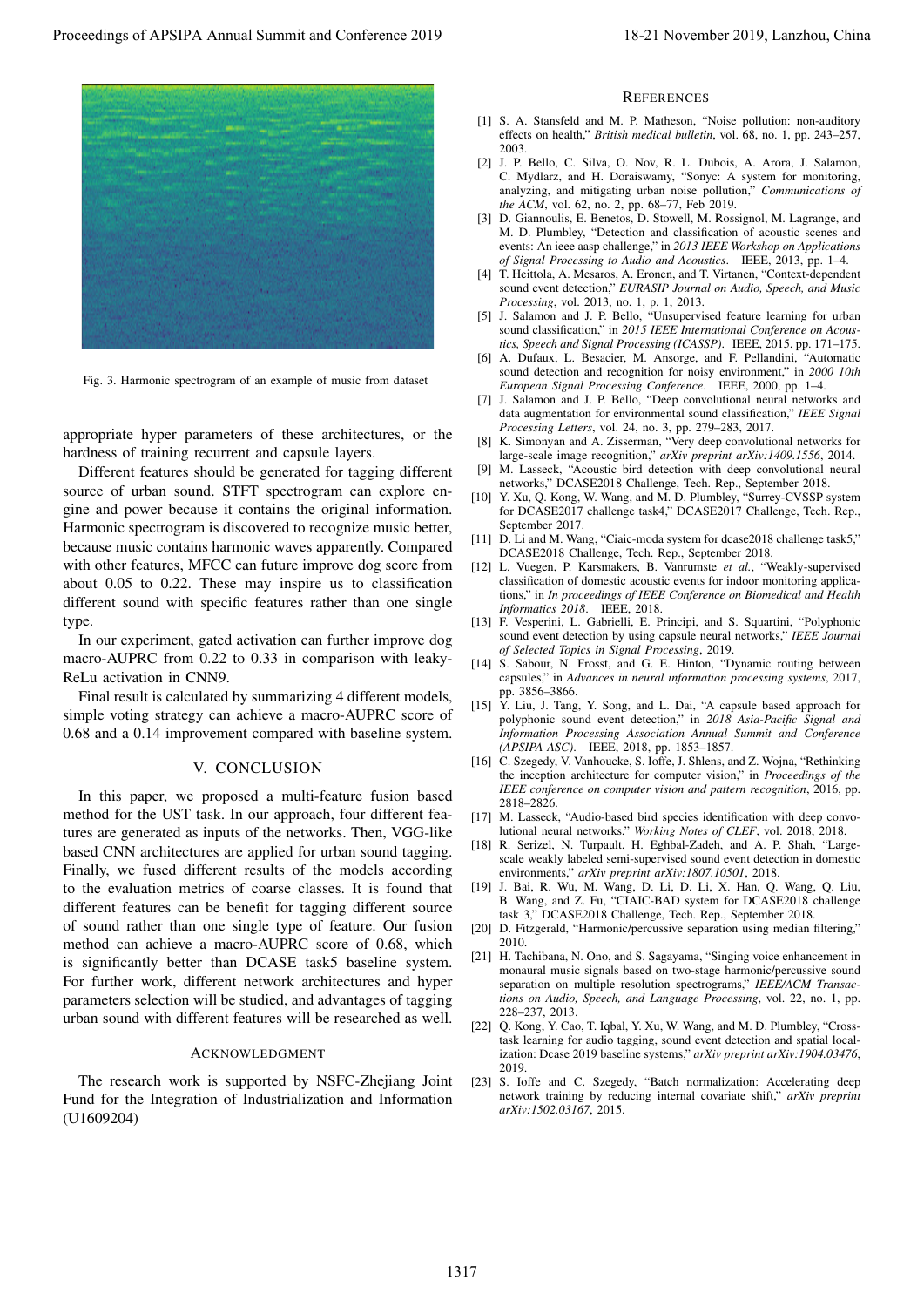Fig. 3. Harmonic spectrogram of an example of music from dataset

appropriate hyper parameters of these architectures, or the hardness of training recurrent and capsule layers.

Different features should be generated for tagging different source of urban sound. STFT spectrogram can explore engine and power because it contains the original information. Harmonic spectrogram is discovered to recognize music better, because music contains harmonic waves apparently. Compared with other features, MFCC can future improve dog score from about 0.05 to 0.22. These may inspire us to classification different sound with specific features rather than one single type.

In our experiment, gated activation can further improve dog macro-AUPRC from 0.22 to 0.33 in comparison with leaky-ReLu activation in CNN9.

Final result is calculated by summarizing 4 different models, simple voting strategy can achieve a macro-AUPRC score of 0.68 and a 0.14 improvement compared with baseline system.

## V. CONCLUSION

In this paper, we proposed a multi-feature fusion based method for the UST task. In our approach, four different features are generated as inputs of the networks. Then, VGG-like based CNN architectures are applied for urban sound tagging. Finally, we fused different results of the models according to the evaluation metrics of coarse classes. It is found that different features can be benefit for tagging different source of sound rather than one single type of feature. Our fusion method can achieve a macro-AUPRC score of 0.68, which is significantly better than DCASE task5 baseline system. For further work, different network architectures and hyper parameters selection will be studied, and advantages of tagging urban sound with different features will be researched as well.

## ACKNOWLEDGMENT

The research work is supported by NSFC-Zhejiang Joint Fund for the Integration of Industrialization and Information (U1609204)

## REFERENCES

[1] S. A. Stansfeld and M. P. Matheson, "Noise pollution: non-auditory effects on health," *British medical bulletin*, vol. 68, no. 1, pp. 243–257, 2003.

[2] J. P. Bello, C. Silva, O. Nov, R. L. Dubois, A. Arora, J. Salamon, C. Mydlarz, and H. Doraiswamy, "Sonyc: A system for monitoring, analyzing, and mitigating urban noise pollution," *Communications of the ACM*, vol. 62, no. 2, pp. 68–77, Feb 2019.

[3] D. Giannoulis, E. Benetos, D. Stowell, M. Rossignol, M. Lagrange, and M. D. Plumbley, "Detection and classification of acoustic scenes and events: An ieee aasp challenge," in *2013 IEEE Workshop on Applications of Signal Processing to Audio and Acoustics*. IEEE, 2013, pp. 1–4.

[4] T. Heittola, A. Mesaros, A. Eronen, and T. Virtanen, "Context-dependent sound event detection," *EURASIP Journal on Audio, Speech, and Music Processing*, vol. 2013, no. 1, p. 1, 2013.

[5] J. Salamon and J. P. Bello, "Unsupervised feature learning for urban sound classification," in *2015 IEEE International Conference on Acoustics, Speech and Signal Processing (ICASSP)*. IEEE, 2015, pp. 171–175.

[6] A. Dufaux, L. Besacier, M. Ansorge, and F. Pellandini, "Automatic sound detection and recognition for noisy environment," in *2000 10th European Signal Processing Conference*. IEEE, 2000, pp. 1–4.

[7] J. Salamon and J. P. Bello, "Deep convolutional neural networks and data augmentation for environmental sound classification," *IEEE Signal Processing Letters*, vol. 24, no. 3, pp. 279–283, 2017.

[8] K. Simonyan and A. Zisserman, "Very deep convolutional networks for large-scale image recognition," *arXiv preprint arXiv:1409.1556*, 2014.

[9] M. Lasseck, "Acoustic bird detection with deep convolutional neural networks," DCASE2018 Challenge, Tech. Rep., September 2018.

[10] Y. Xu, Q. Kong, W. Wang, and M. D. Plumbley, "Surrey-CVSSP system for DCASE2017 challenge task4," DCASE2017 Challenge, Tech. Rep., September 2017.

[11] D. Li and M. Wang, "Ciaic-moda system for dcase2018 challenge task5," DCASE2018 Challenge, Tech. Rep., September 2018.

[12] L. Vuegen, P. Karsmakers, B. Vanrumste *et al.*, "Weakly-supervised classification of domestic acoustic events for indoor monitoring applications," in *In proceedings of IEEE Conference on Biomedical and Health Informatics 2018*. IEEE, 2018.

[13] F. Vesperini, L. Gabrielli, E. Principi, and S. Squartini, "Polyphonic sound event detection by using capsule neural networks," *IEEE Journal of Selected Topics in Signal Processing*, 2019.

[14] S. Sabour, N. Frosst, and G. E. Hinton, "Dynamic routing between capsules," in *Advances in neural information processing systems*, 2017, pp. 3856–3866.

[15] Y. Liu, J. Tang, Y. Song, and L. Dai, "A capsule based approach for polyphonic sound event detection," in *2018 Asia-Pacific Signal and Information Processing Association Annual Summit and Conference (APSIPA ASC)*. IEEE, 2018, pp. 1853–1857.

[16] C. Szegedy, V. Vanhoucke, S. Ioffe, J. Shlens, and Z. Wojna, "Rethinking the inception architecture for computer vision," in *Proceedings of the IEEE conference on computer vision and pattern recognition*, 2016, pp. 2818–2826.

[17] M. Lasseck, "Audio-based bird species identification with deep convolutional neural networks," *Working Notes of CLEF*, vol. 2018, 2018.

[18] R. Serizel, N. Turpault, H. Eghbal-Zadeh, and A. P. Shah, "Large-scale weakly labeled semi-supervised sound event detection in domestic environments," *arXiv preprint arXiv:1807.10501*, 2018.

[19] J. Bai, R. Wu, M. Wang, D. Li, D. Li, X. Han, Q. Wang, Q. Liu, B. Wang, and Z. Fu, "CIAIC-BAD system for DCASE2018 challenge task 3," DCASE2018 Challenge, Tech. Rep., September 2018.

[20] D. Fitzgerald, "Harmonic/percussive separation using median filtering," 2010.

[21] H. Tachibana, N. Ono, and S. Sagayama, "Singing voice enhancement in monaural music signals based on two-stage harmonic/percussive sound separation on multiple resolution spectrograms," *IEEE/ACM Transactions on Audio, Speech, and Language Processing*, vol. 22, no. 1, pp. 228–237, 2013.

[22] Q. Kong, Y. Cao, T. Iqbal, Y. Xu, W. Wang, and M. D. Plumbley, "Cross-task learning for audio tagging, sound event detection and spatial localization: Dcase 2019 baseline systems," *arXiv preprint arXiv:1904.03476*, 2019.

[23] S. Ioffe and C. Szegedy, "Batch normalization: Accelerating deep network training by reducing internal covariate shift," *arXiv preprint arXiv:1502.03167*, 2015.